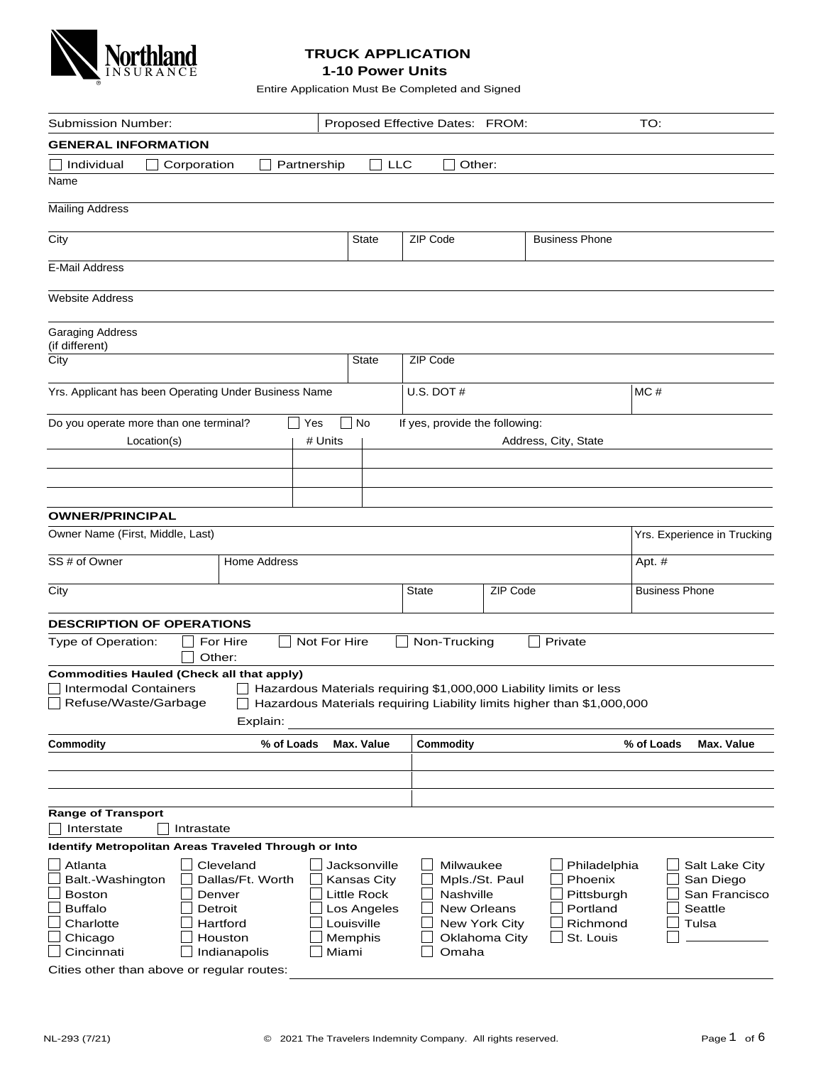# TRUCK APPLICATION

## 1-10 Power Units

Entire Application Must Be Completed and Signed

| Submission Number: | Proposed Effective Dates: FROM: | TO: |
|---|---|---|

## GENERAL INFORMATION

☐ Individual ☐ Corporation ☐ Partnership ☐ LLC ☐ Other:

Name

Mailing Address

| City | State | ZIP Code | Business Phone |
|---|---|---|---|

E-Mail Address

Website Address

Garaging Address (if different)

| City | State | ZIP Code |
|---|---|---|

| Yrs. Applicant has been Operating Under Business Name | U.S. DOT # | MC # |
|---|---|---|

Do you operate more than one terminal? ☐ Yes ☐ No If yes, provide the following:

| Location(s) | # Units | Address, City, State |
|---|---|---|
| | | |
| | | |
| | | |

## OWNER/PRINCIPAL

| Owner Name (First, Middle, Last) | Yrs. Experience in Trucking |
|---|---|

| SS # of Owner | Home Address | Apt. # |
|---|---|---|

| City | State | ZIP Code | Business Phone |
|---|---|---|---|

## DESCRIPTION OF OPERATIONS

Type of Operation: ☐ For Hire ☐ Not For Hire ☐ Non-Trucking ☐ Private
☐ Other:

**Commodities Hauled (Check all that apply)**

☐ Intermodal Containers
☐ Refuse/Waste/Garbage
☐ Hazardous Materials requiring $1,000,000 Liability limits or less
☐ Hazardous Materials requiring Liability limits higher than $1,000,000

Explain:

| Commodity | % of Loads | Max. Value | Commodity | % of Loads | Max. Value |
|---|---|---|---|---|---|
| | | | | | |
| | | | | | |
| | | | | | |

**Range of Transport**

☐ Interstate ☐ Intrastate

**Identify Metropolitan Areas Traveled Through or Into**

| | | | | | |
|---|---|---|---|---|---|
| ☐ Atlanta | ☐ Cleveland | ☐ Jacksonville | ☐ Milwaukee | ☐ Philadelphia | ☐ Salt Lake City |
| ☐ Balt.-Washington | ☐ Dallas/Ft. Worth | ☐ Kansas City | ☐ Mpls./St. Paul | ☐ Phoenix | ☐ San Diego |
| ☐ Boston | ☐ Denver | ☐ Little Rock | ☐ Nashville | ☐ Pittsburgh | ☐ San Francisco |
| ☐ Buffalo | ☐ Detroit | ☐ Los Angeles | ☐ New Orleans | ☐ Portland | ☐ Seattle |
| ☐ Charlotte | ☐ Hartford | ☐ Louisville | ☐ New York City | ☐ Richmond | ☐ Tulsa |
| ☐ Chicago | ☐ Houston | ☐ Memphis | ☐ Oklahoma City | ☐ St. Louis | ☐ ________ |
| ☐ Cincinnati | ☐ Indianapolis | ☐ Miami | ☐ Omaha | | |

Cities other than above or regular routes:

NL-293 (7/21) © 2021 The Travelers Indemnity Company. All rights reserved.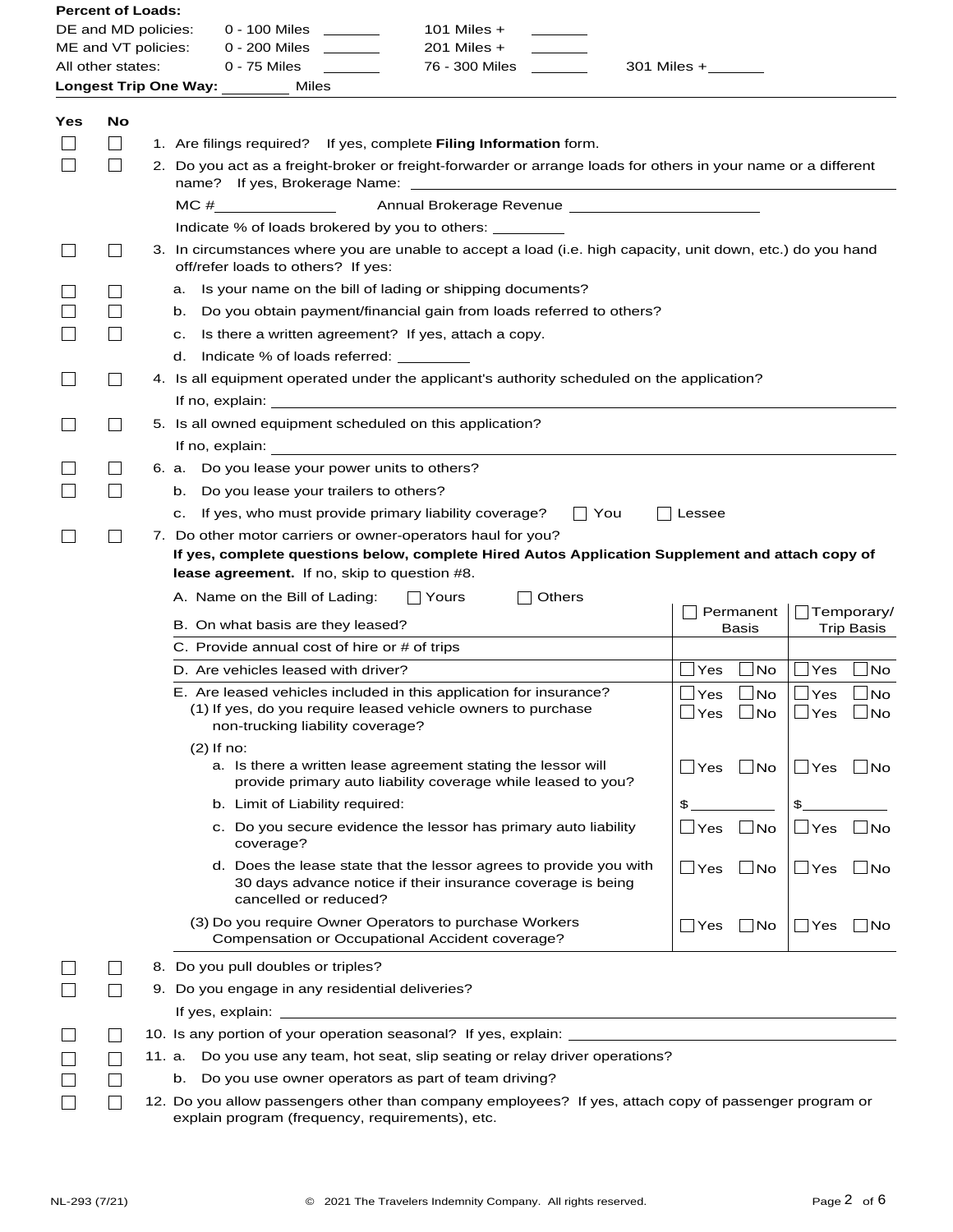**Percent of Loads:**

| | | | | | |
|---|---|---|---|---|---|
| DE and MD policies: | 0 - 100 Miles ______ | 101 Miles + ______ | | | |
| ME and VT policies: | 0 - 200 Miles ______ | 201 Miles + ______ | | | |
| All other states: | 0 - 75 Miles ______ | 76 - 300 Miles ______ | 301 Miles + ______ | | |

**Longest Trip One Way:** ________ Miles

| Yes | No | |
|---|---|---|
| ☐ | ☐ | 1. Are filings required? If yes, complete **Filing Information** form. |
| ☐ | ☐ | 2. Do you act as a freight-broker or freight-forwarder or arrange loads for others in your name or a different name? If yes, Brokerage Name: ________ |
| | | MC # ________ Annual Brokerage Revenue ________ |
| | | Indicate % of loads brokered by you to others: ________ |
| ☐ | ☐ | 3. In circumstances where you are unable to accept a load (i.e. high capacity, unit down, etc.) do you hand off/refer loads to others? If yes: |
| ☐ | ☐ | a. Is your name on the bill of lading or shipping documents? |
| ☐ | ☐ | b. Do you obtain payment/financial gain from loads referred to others? |
| ☐ | ☐ | c. Is there a written agreement? If yes, attach a copy. |
| | | d. Indicate % of loads referred: ________ |
| ☐ | ☐ | 4. Is all equipment operated under the applicant's authority scheduled on the application? |
| | | If no, explain: ________ |
| ☐ | ☐ | 5. Is all owned equipment scheduled on this application? |
| | | If no, explain: ________ |
| ☐ | ☐ | 6. a. Do you lease your power units to others? |
| ☐ | ☐ | b. Do you lease your trailers to others? |
| | | c. If yes, who must provide primary liability coverage? ☐ You ☐ Lessee |
| ☐ | ☐ | 7. Do other motor carriers or owner-operators haul for you? |
| | | **If yes, complete questions below, complete Hired Autos Application Supplement and attach copy of lease agreement.** If no, skip to question #8. |

| | ☐ Permanent Basis | ☐ Temporary/ Trip Basis |
|---|---|---|
| A. Name on the Bill of Lading: ☐ Yours ☐ Others | | |
| B. On what basis are they leased? | | |
| C. Provide annual cost of hire or # of trips | | |
| D. Are vehicles leased with driver? | ☐ Yes ☐ No | ☐ Yes ☐ No |
| E. Are leased vehicles included in this application for insurance? | ☐ Yes ☐ No | ☐ Yes ☐ No |
| (1) If yes, do you require leased vehicle owners to purchase non-trucking liability coverage? | ☐ Yes ☐ No | ☐ Yes ☐ No |
| (2) If no: | | |
| a. Is there a written lease agreement stating the lessor will provide primary auto liability coverage while leased to you? | ☐ Yes ☐ No | ☐ Yes ☐ No |
| b. Limit of Liability required: | $ ________ | $ ________ |
| c. Do you secure evidence the lessor has primary auto liability coverage? | ☐ Yes ☐ No | ☐ Yes ☐ No |
| d. Does the lease state that the lessor agrees to provide you with 30 days advance notice if their insurance coverage is being cancelled or reduced? | ☐ Yes ☐ No | ☐ Yes ☐ No |
| (3) Do you require Owner Operators to purchase Workers Compensation or Occupational Accident coverage? | ☐ Yes ☐ No | ☐ Yes ☐ No |

| Yes | No | |
|---|---|---|
| ☐ | ☐ | 8. Do you pull doubles or triples? |
| ☐ | ☐ | 9. Do you engage in any residential deliveries? |
| | | If yes, explain: ________ |
| ☐ | ☐ | 10. Is any portion of your operation seasonal? If yes, explain: ________ |
| ☐ | ☐ | 11. a. Do you use any team, hot seat, slip seating or relay driver operations? |
| ☐ | ☐ | b. Do you use owner operators as part of team driving? |
| ☐ | ☐ | 12. Do you allow passengers other than company employees? If yes, attach copy of passenger program or explain program (frequency, requirements), etc. |

NL-293 (7/21) © 2021 The Travelers Indemnity Company. All rights reserved.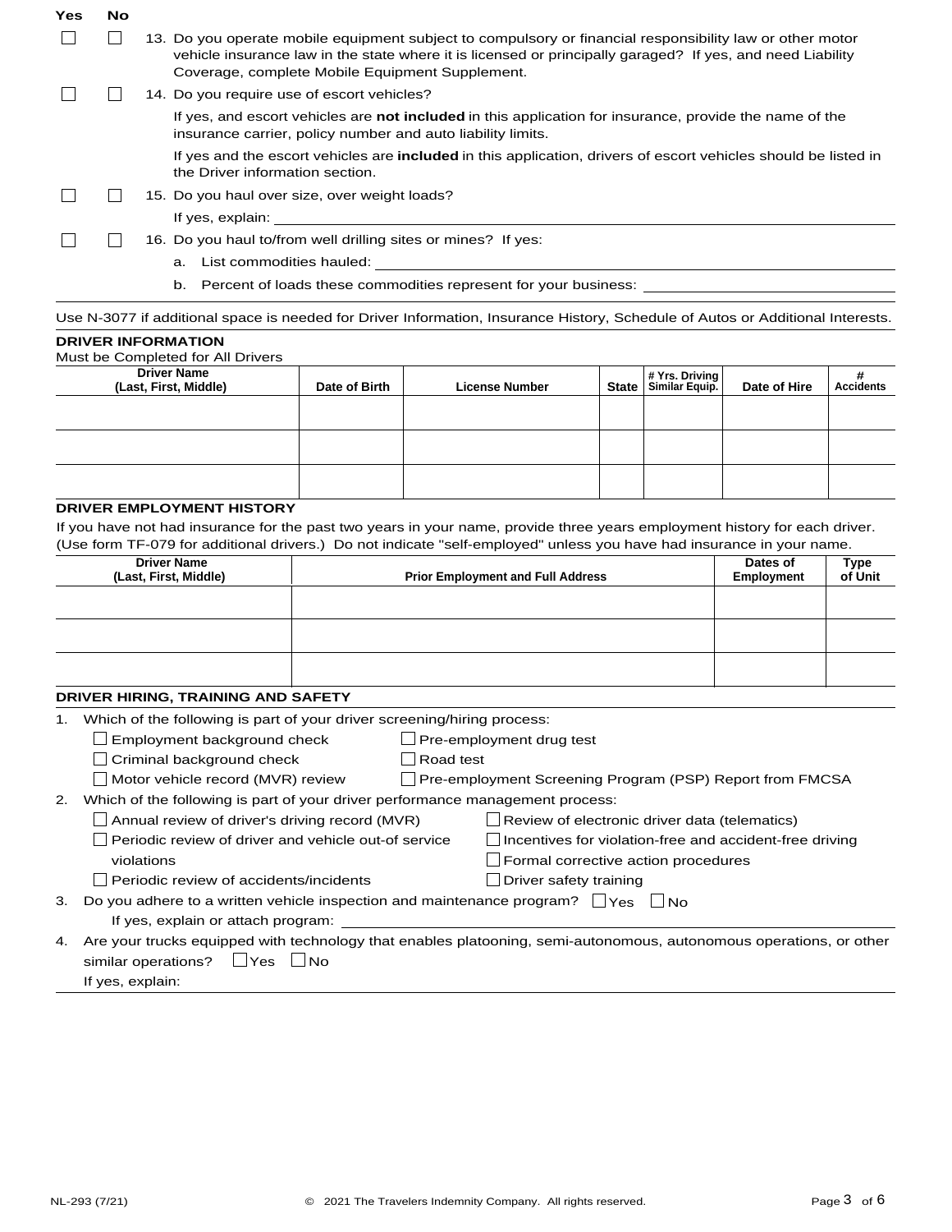| Yes | No | |
|---|---|---|
| ☐ | ☐ | 13. Do you operate mobile equipment subject to compulsory or financial responsibility law or other motor vehicle insurance law in the state where it is licensed or principally garaged? If yes, and need Liability Coverage, complete Mobile Equipment Supplement. |
| ☐ | ☐ | 14. Do you require use of escort vehicles? |

If yes, and escort vehicles are **not included** in this application for insurance, provide the name of the insurance carrier, policy number and auto liability limits.

If yes and the escort vehicles are **included** in this application, drivers of escort vehicles should be listed in the Driver information section.

☐ ☐ 15. Do you haul over size, over weight loads?

If yes, explain: ______________________________

☐ ☐ 16. Do you haul to/from well drilling sites or mines? If yes:

a. List commodities hauled: ______________________________

b. Percent of loads these commodities represent for your business: ______________________________

Use N-3077 if additional space is needed for Driver Information, Insurance History, Schedule of Autos or Additional Interests.

## DRIVER INFORMATION

Must be Completed for All Drivers

| Driver Name (Last, First, Middle) | Date of Birth | License Number | State | # Yrs. Driving Similar Equip. | Date of Hire | # Accidents |
|---|---|---|---|---|---|---|
| | | | | | | |
| | | | | | | |
| | | | | | | |

## DRIVER EMPLOYMENT HISTORY

If you have not had insurance for the past two years in your name, provide three years employment history for each driver. (Use form TF-079 for additional drivers.) Do not indicate "self-employed" unless you have had insurance in your name.

| Driver Name (Last, First, Middle) | Prior Employment and Full Address | Dates of Employment | Type of Unit |
|---|---|---|---|
| | | | |
| | | | |
| | | | |

## DRIVER HIRING, TRAINING AND SAFETY

1. Which of the following is part of your driver screening/hiring process:
   - ☐ Employment background check
   - ☐ Criminal background check
   - ☐ Motor vehicle record (MVR) review
   - ☐ Pre-employment drug test
   - ☐ Road test
   - ☐ Pre-employment Screening Program (PSP) Report from FMCSA
2. Which of the following is part of your driver performance management process:
   - ☐ Annual review of driver's driving record (MVR)
   - ☐ Periodic review of driver and vehicle out-of service violations
   - ☐ Periodic review of accidents/incidents
   - ☐ Review of electronic driver data (telematics)
   - ☐ Incentives for violation-free and accident-free driving
   - ☐ Formal corrective action procedures
   - ☐ Driver safety training
3. Do you adhere to a written vehicle inspection and maintenance program? ☐ Yes ☐ No

   If yes, explain or attach program: ______________________________
4. Are your trucks equipped with technology that enables platooning, semi-autonomous, autonomous operations, or other similar operations? ☐ Yes ☐ No

   If yes, explain: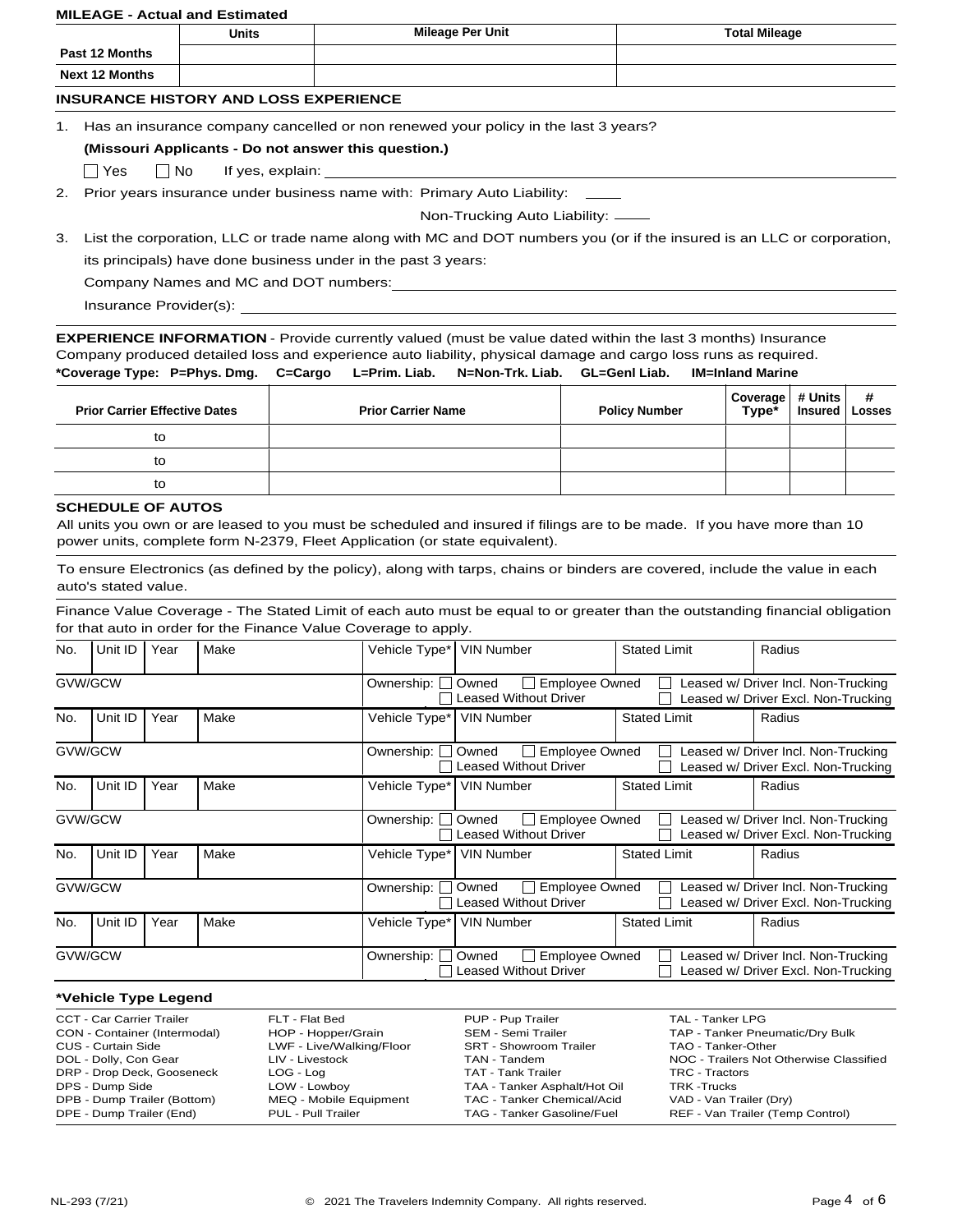## MILEAGE - Actual and Estimated

| | Units | Mileage Per Unit | Total Mileage |
|---|---|---|---|
| Past 12 Months | | | |
| Next 12 Months | | | |

## INSURANCE HISTORY AND LOSS EXPERIENCE

1. Has an insurance company cancelled or non renewed your policy in the last 3 years?
   **(Missouri Applicants - Do not answer this question.)**
   ☐ Yes ☐ No If yes, explain: ______________________________
2. Prior years insurance under business name with: Primary Auto Liability: _____
   Non-Trucking Auto Liability: _____
3. List the corporation, LLC or trade name along with MC and DOT numbers you (or if the insured is an LLC or corporation, its principals) have done business under in the past 3 years:
   Company Names and MC and DOT numbers: ______________________________
   Insurance Provider(s): ______________________________

**EXPERIENCE INFORMATION** - Provide currently valued (must be value dated within the last 3 months) Insurance Company produced detailed loss and experience auto liability, physical damage and cargo loss runs as required.

***Coverage Type: P=Phys. Dmg. C=Cargo L=Prim. Liab. N=Non-Trk. Liab. GL=Genl Liab. IM=Inland Marine**

| Prior Carrier Effective Dates | Prior Carrier Name | Policy Number | Coverage Type* | # Units Insured | # Losses |
|---|---|---|---|---|---|
| to | | | | | |
| to | | | | | |
| to | | | | | |

## SCHEDULE OF AUTOS

All units you own or are leased to you must be scheduled and insured if filings are to be made. If you have more than 10 power units, complete form N-2379, Fleet Application (or state equivalent).

To ensure Electronics (as defined by the policy), along with tarps, chains or binders are covered, include the value in each auto's stated value.

Finance Value Coverage - The Stated Limit of each auto must be equal to or greater than the outstanding financial obligation for that auto in order for the Finance Value Coverage to apply.

| No. | Unit ID | Year | Make | Vehicle Type* | VIN Number | Stated Limit | Radius |
|---|---|---|---|---|---|---|---|
| GVW/GCW | | | | Ownership: ☐ Owned ☐ Employee Owned ☐ Leased Without Driver | | ☐ Leased w/ Driver Incl. Non-Trucking ☐ Leased w/ Driver Excl. Non-Trucking | |
| No. | Unit ID | Year | Make | Vehicle Type* | VIN Number | Stated Limit | Radius |
| GVW/GCW | | | | Ownership: ☐ Owned ☐ Employee Owned ☐ Leased Without Driver | | ☐ Leased w/ Driver Incl. Non-Trucking ☐ Leased w/ Driver Excl. Non-Trucking | |
| No. | Unit ID | Year | Make | Vehicle Type* | VIN Number | Stated Limit | Radius |
| GVW/GCW | | | | Ownership: ☐ Owned ☐ Employee Owned ☐ Leased Without Driver | | ☐ Leased w/ Driver Incl. Non-Trucking ☐ Leased w/ Driver Excl. Non-Trucking | |
| No. | Unit ID | Year | Make | Vehicle Type* | VIN Number | Stated Limit | Radius |
| GVW/GCW | | | | Ownership: ☐ Owned ☐ Employee Owned ☐ Leased Without Driver | | ☐ Leased w/ Driver Incl. Non-Trucking ☐ Leased w/ Driver Excl. Non-Trucking | |
| No. | Unit ID | Year | Make | Vehicle Type* | VIN Number | Stated Limit | Radius |
| GVW/GCW | | | | Ownership: ☐ Owned ☐ Employee Owned ☐ Leased Without Driver | | ☐ Leased w/ Driver Incl. Non-Trucking ☐ Leased w/ Driver Excl. Non-Trucking | |

### *Vehicle Type Legend

| | | | |
|---|---|---|---|
| CCT - Car Carrier Trailer | FLT - Flat Bed | PUP - Pup Trailer | TAL - Tanker LPG |
| CON - Container (Intermodal) | HOP - Hopper/Grain | SEM - Semi Trailer | TAP - Tanker Pneumatic/Dry Bulk |
| CUS - Curtain Side | LWF - Live/Walking/Floor | SRT - Showroom Trailer | TAO - Tanker-Other |
| DOL - Dolly, Con Gear | LIV - Livestock | TAN - Tandem | NOC - Trailers Not Otherwise Classified |
| DRP - Drop Deck, Gooseneck | LOG - Log | TAT - Tank Trailer | TRC - Tractors |
| DPS - Dump Side | LOW - Lowboy | TAA - Tanker Asphalt/Hot Oil | TRK -Trucks |
| DPB - Dump Trailer (Bottom) | MEQ - Mobile Equipment | TAC - Tanker Chemical/Acid | VAD - Van Trailer (Dry) |
| DPE - Dump Trailer (End) | PUL - Pull Trailer | TAG - Tanker Gasoline/Fuel | REF - Van Trailer (Temp Control) |

NL-293 (7/21) © 2021 The Travelers Indemnity Company. All rights reserved.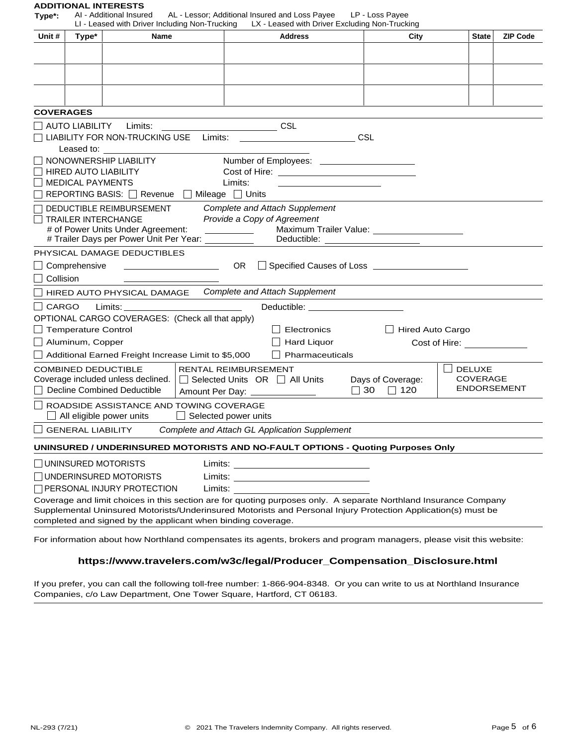**ADDITIONAL INTERESTS**

**Type\*:** AI - Additional Insured AL - Lessor; Additional Insured and Loss Payee LP - Loss Payee
LI - Leased with Driver Including Non-Trucking LX - Leased with Driver Excluding Non-Trucking

| Unit # | Type* | Name | Address | City | State | ZIP Code |
|---|---|---|---|---|---|---|
| | | | | | | |
| | | | | | | |
| | | | | | | |

**COVERAGES**

☐ AUTO LIABILITY Limits: ______________________ CSL

☐ LIABILITY FOR NON-TRUCKING USE Limits: ______________________ CSL

Leased to: ______________________________________

☐ NONOWNERSHIP LIABILITY Number of Employees: __________________

☐ HIRED AUTO LIABILITY Cost of Hire: __________________________

☐ MEDICAL PAYMENTS Limits: ____________________

☐ REPORTING BASIS: ☐ Revenue ☐ Mileage ☐ Units

☐ DEDUCTIBLE REIMBURSEMENT *Complete and Attach Supplement*

☐ TRAILER INTERCHANGE *Provide a Copy of Agreement*

# of Power Units Under Agreement: __________ Maximum Trailer Value: __________________

# Trailer Days per Power Unit Per Year: __________ Deductible: __________________

PHYSICAL DAMAGE DEDUCTIBLES

☐ Comprehensive __________________ OR ☐ Specified Causes of Loss __________________

☐ Collision __________________

☐ HIRED AUTO PHYSICAL DAMAGE *Complete and Attach Supplement*

☐ CARGO Limits: ______________________ Deductible: __________________

OPTIONAL CARGO COVERAGES: (Check all that apply)

☐ Temperature Control ☐ Electronics ☐ Hired Auto Cargo

☐ Aluminum, Copper ☐ Hard Liquor Cost of Hire: ____________

☐ Additional Earned Freight Increase Limit to $5,000 ☐ Pharmaceuticals

COMBINED DEDUCTIBLE
Coverage included unless declined.
☐ Decline Combined Deductible

RENTAL REIMBURSEMENT
☐ Selected Units OR ☐ All Units
Amount Per Day: ____________
Days of Coverage: ☐ 30 ☐ 120

☐ DELUXE COVERAGE ENDORSEMENT

☐ ROADSIDE ASSISTANCE AND TOWING COVERAGE
☐ All eligible power units ☐ Selected power units

☐ GENERAL LIABILITY *Complete and Attach GL Application Supplement*

**UNINSURED / UNDERINSURED MOTORISTS AND NO-FAULT OPTIONS - Quoting Purposes Only**

☐ UNINSURED MOTORISTS Limits: __________________________

☐ UNDERINSURED MOTORISTS Limits: __________________________

☐ PERSONAL INJURY PROTECTION Limits: __________________________

Coverage and limit choices in this section are for quoting purposes only. A separate Northland Insurance Company Supplemental Uninsured Motorists/Underinsured Motorists and Personal Injury Protection Application(s) must be completed and signed by the applicant when binding coverage.

For information about how Northland compensates its agents, brokers and program managers, please visit this website:

**https://www.travelers.com/w3c/legal/Producer_Compensation_Disclosure.html**

If you prefer, you can call the following toll-free number: 1-866-904-8348. Or you can write to us at Northland Insurance Companies, c/o Law Department, One Tower Square, Hartford, CT 06183.

NL-293 (7/21) © 2021 The Travelers Indemnity Company. All rights reserved.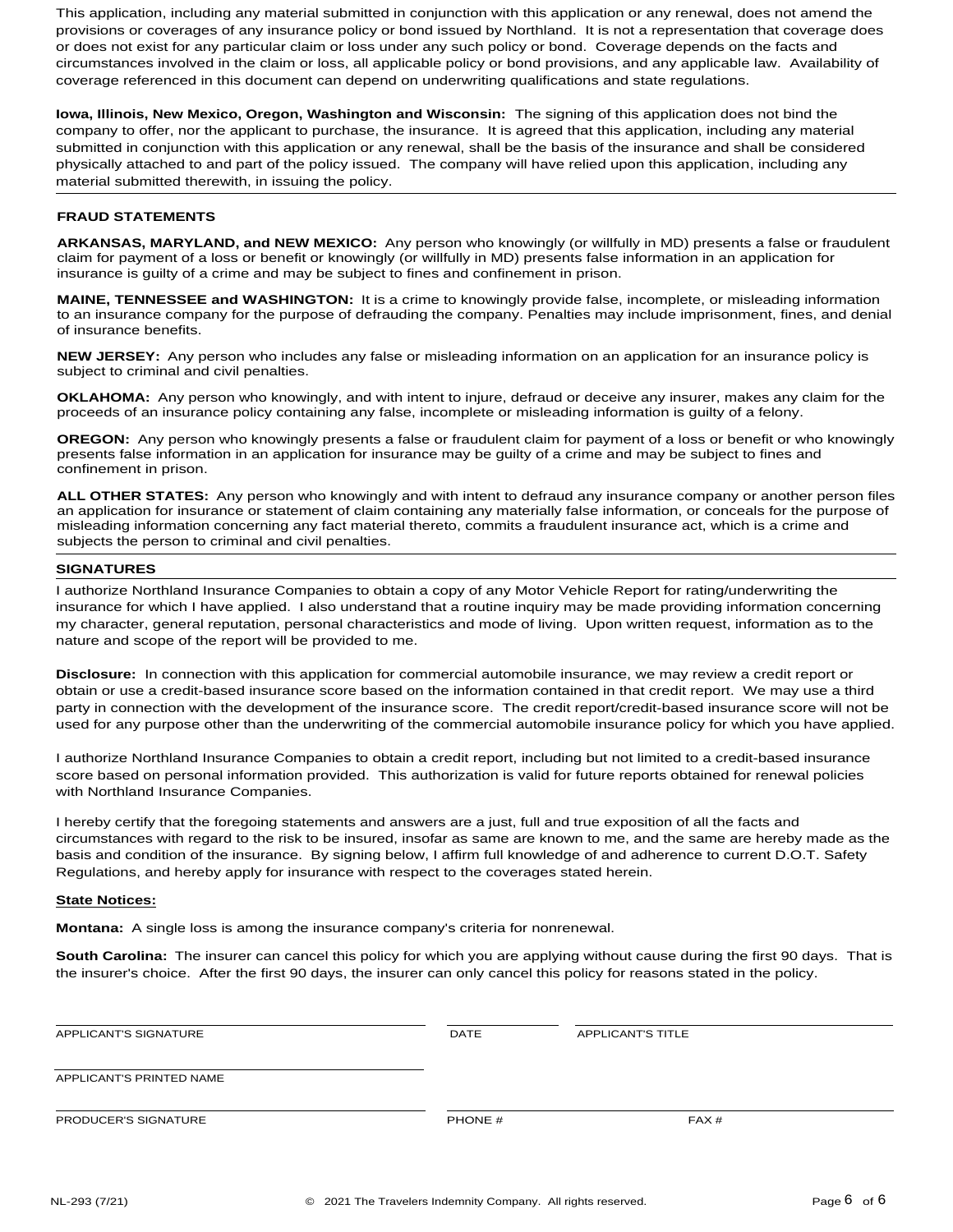This application, including any material submitted in conjunction with this application or any renewal, does not amend the provisions or coverages of any insurance policy or bond issued by Northland. It is not a representation that coverage does or does not exist for any particular claim or loss under any such policy or bond. Coverage depends on the facts and circumstances involved in the claim or loss, all applicable policy or bond provisions, and any applicable law. Availability of coverage referenced in this document can depend on underwriting qualifications and state regulations.

**Iowa, Illinois, New Mexico, Oregon, Washington and Wisconsin:** The signing of this application does not bind the company to offer, nor the applicant to purchase, the insurance. It is agreed that this application, including any material submitted in conjunction with this application or any renewal, shall be the basis of the insurance and shall be considered physically attached to and part of the policy issued. The company will have relied upon this application, including any material submitted therewith, in issuing the policy.

## FRAUD STATEMENTS

**ARKANSAS, MARYLAND, and NEW MEXICO:** Any person who knowingly (or willfully in MD) presents a false or fraudulent claim for payment of a loss or benefit or knowingly (or willfully in MD) presents false information in an application for insurance is guilty of a crime and may be subject to fines and confinement in prison.

**MAINE, TENNESSEE and WASHINGTON:** It is a crime to knowingly provide false, incomplete, or misleading information to an insurance company for the purpose of defrauding the company. Penalties may include imprisonment, fines, and denial of insurance benefits.

**NEW JERSEY:** Any person who includes any false or misleading information on an application for an insurance policy is subject to criminal and civil penalties.

**OKLAHOMA:** Any person who knowingly, and with intent to injure, defraud or deceive any insurer, makes any claim for the proceeds of an insurance policy containing any false, incomplete or misleading information is guilty of a felony.

**OREGON:** Any person who knowingly presents a false or fraudulent claim for payment of a loss or benefit or who knowingly presents false information in an application for insurance may be guilty of a crime and may be subject to fines and confinement in prison.

**ALL OTHER STATES:** Any person who knowingly and with intent to defraud any insurance company or another person files an application for insurance or statement of claim containing any materially false information, or conceals for the purpose of misleading information concerning any fact material thereto, commits a fraudulent insurance act, which is a crime and subjects the person to criminal and civil penalties.

## SIGNATURES

I authorize Northland Insurance Companies to obtain a copy of any Motor Vehicle Report for rating/underwriting the insurance for which I have applied. I also understand that a routine inquiry may be made providing information concerning my character, general reputation, personal characteristics and mode of living. Upon written request, information as to the nature and scope of the report will be provided to me.

**Disclosure:** In connection with this application for commercial automobile insurance, we may review a credit report or obtain or use a credit-based insurance score based on the information contained in that credit report. We may use a third party in connection with the development of the insurance score. The credit report/credit-based insurance score will not be used for any purpose other than the underwriting of the commercial automobile insurance policy for which you have applied.

I authorize Northland Insurance Companies to obtain a credit report, including but not limited to a credit-based insurance score based on personal information provided. This authorization is valid for future reports obtained for renewal policies with Northland Insurance Companies.

I hereby certify that the foregoing statements and answers are a just, full and true exposition of all the facts and circumstances with regard to the risk to be insured, insofar as same are known to me, and the same are hereby made as the basis and condition of the insurance. By signing below, I affirm full knowledge of and adherence to current D.O.T. Safety Regulations, and hereby apply for insurance with respect to the coverages stated herein.

**State Notices:**

**Montana:** A single loss is among the insurance company's criteria for nonrenewal.

**South Carolina:** The insurer can cancel this policy for which you are applying without cause during the first 90 days. That is the insurer's choice. After the first 90 days, the insurer can only cancel this policy for reasons stated in the policy.

APPLICANT'S SIGNATURE ____________________ DATE __________ APPLICANT'S TITLE ____________________

APPLICANT'S PRINTED NAME ____________________

PRODUCER'S SIGNATURE ____________________ PHONE # __________ FAX # __________

NL-293 (7/21) © 2021 The Travelers Indemnity Company. All rights reserved.